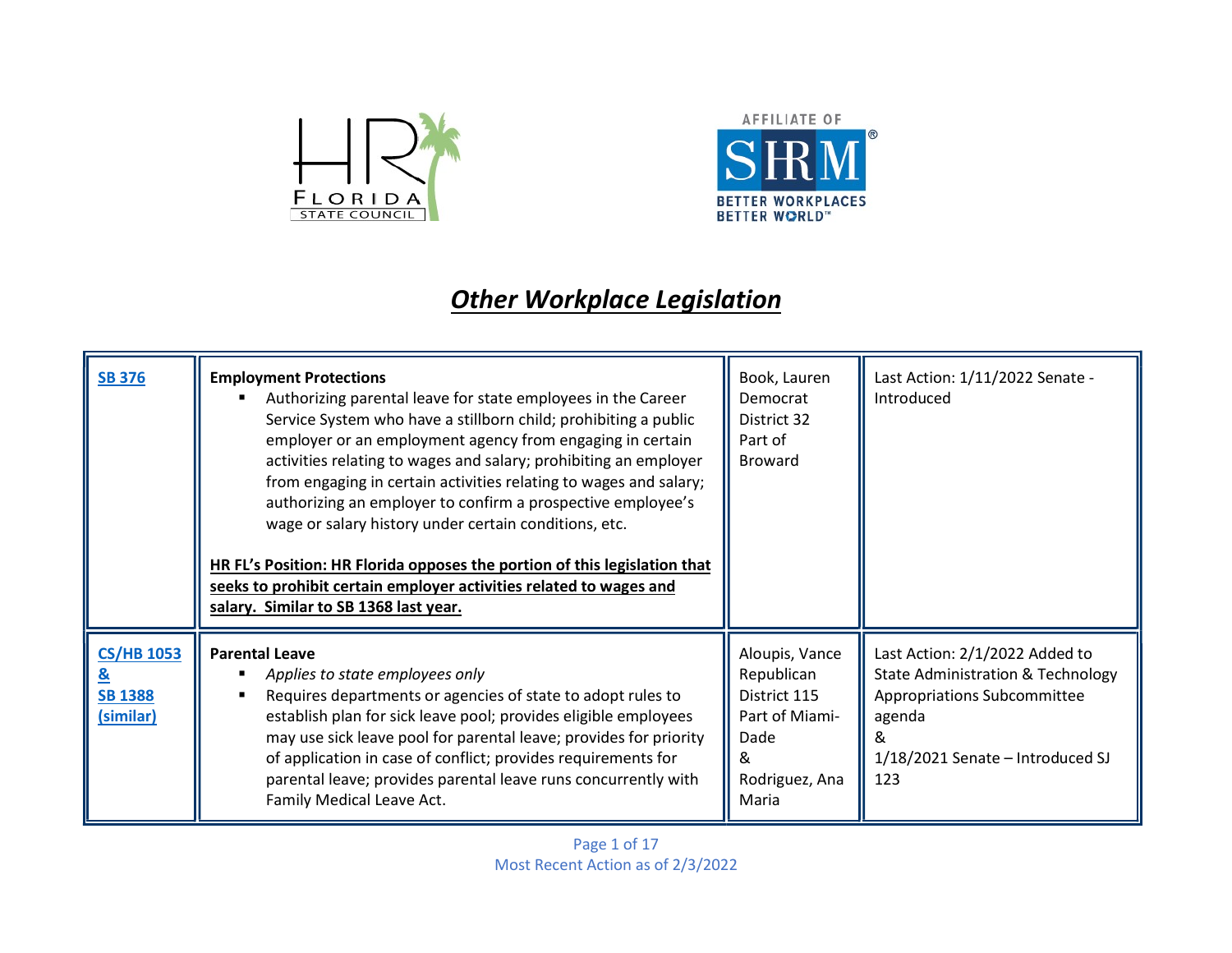# *Other Workplace Legislation*

| | | | |
|---|---|---|---|
| SB 376 | **Employment Protections**<br>▪ Authorizing parental leave for state employees in the Career Service System who have a stillborn child; prohibiting a public employer or an employment agency from engaging in certain activities relating to wages and salary; prohibiting an employer from engaging in certain activities relating to wages and salary; authorizing an employer to confirm a prospective employee's wage or salary history under certain conditions, etc.<br><br>**HR FL's Position: HR Florida opposes the portion of this legislation that seeks to prohibit certain employer activities related to wages and salary. Similar to SB 1368 last year.** | Book, Lauren<br>Democrat<br>District 32<br>Part of Broward | Last Action: 1/11/2022 Senate - Introduced |
| CS/HB 1053 & SB 1388 (similar) | **Parental Leave**<br>▪ *Applies to state employees only*<br>▪ Requires departments or agencies of state to adopt rules to establish plan for sick leave pool; provides eligible employees may use sick leave pool for parental leave; provides for priority of application in case of conflict; provides requirements for parental leave; provides parental leave runs concurrently with Family Medical Leave Act. | Aloupis, Vance<br>Republican<br>District 115<br>Part of Miami-Dade<br>&<br>Rodriguez, Ana Maria | Last Action: 2/1/2022 Added to State Administration & Technology Appropriations Subcommittee agenda<br>&<br>1/18/2021 Senate – Introduced SJ 123 |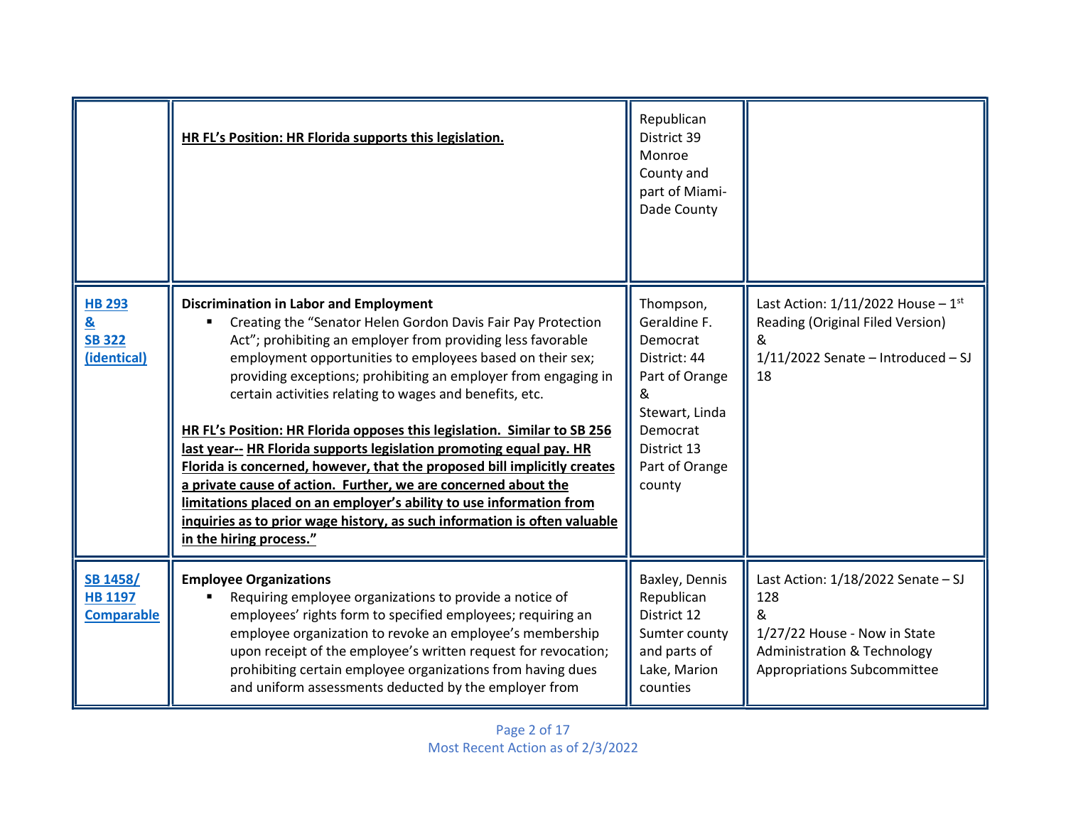| | | | |
|---|---|---|---|
| | **HR FL's Position: HR Florida supports this legislation.** | Republican District 39 Monroe County and part of Miami-Dade County | |
| **HB 293 & SB 322 (identical)** | **Discrimination in Labor and Employment** <br> ▪ Creating the "Senator Helen Gordon Davis Fair Pay Protection Act"; prohibiting an employer from providing less favorable employment opportunities to employees based on their sex; providing exceptions; prohibiting an employer from engaging in certain activities relating to wages and benefits, etc. <br><br> **HR FL's Position: HR Florida opposes this legislation. Similar to SB 256 last year-- HR Florida supports legislation promoting equal pay. HR Florida is concerned, however, that the proposed bill implicitly creates a private cause of action. Further, we are concerned about the limitations placed on an employer's ability to use information from inquiries as to prior wage history, as such information is often valuable in the hiring process."** | Thompson, Geraldine F. Democrat District: 44 Part of Orange & Stewart, Linda Democrat District 13 Part of Orange county | Last Action: 1/11/2022 House – 1st Reading (Original Filed Version) & 1/11/2022 Senate – Introduced – SJ 18 |
| **SB 1458/ HB 1197 Comparable** | **Employee Organizations** <br> ▪ Requiring employee organizations to provide a notice of employees' rights form to specified employees; requiring an employee organization to revoke an employee's membership upon receipt of the employee's written request for revocation; prohibiting certain employee organizations from having dues and uniform assessments deducted by the employer from | Baxley, Dennis Republican District 12 Sumter county and parts of Lake, Marion counties | Last Action: 1/18/2022 Senate – SJ 128 & 1/27/22 House - Now in State Administration & Technology Appropriations Subcommittee |

Most Recent Action as of 2/3/2022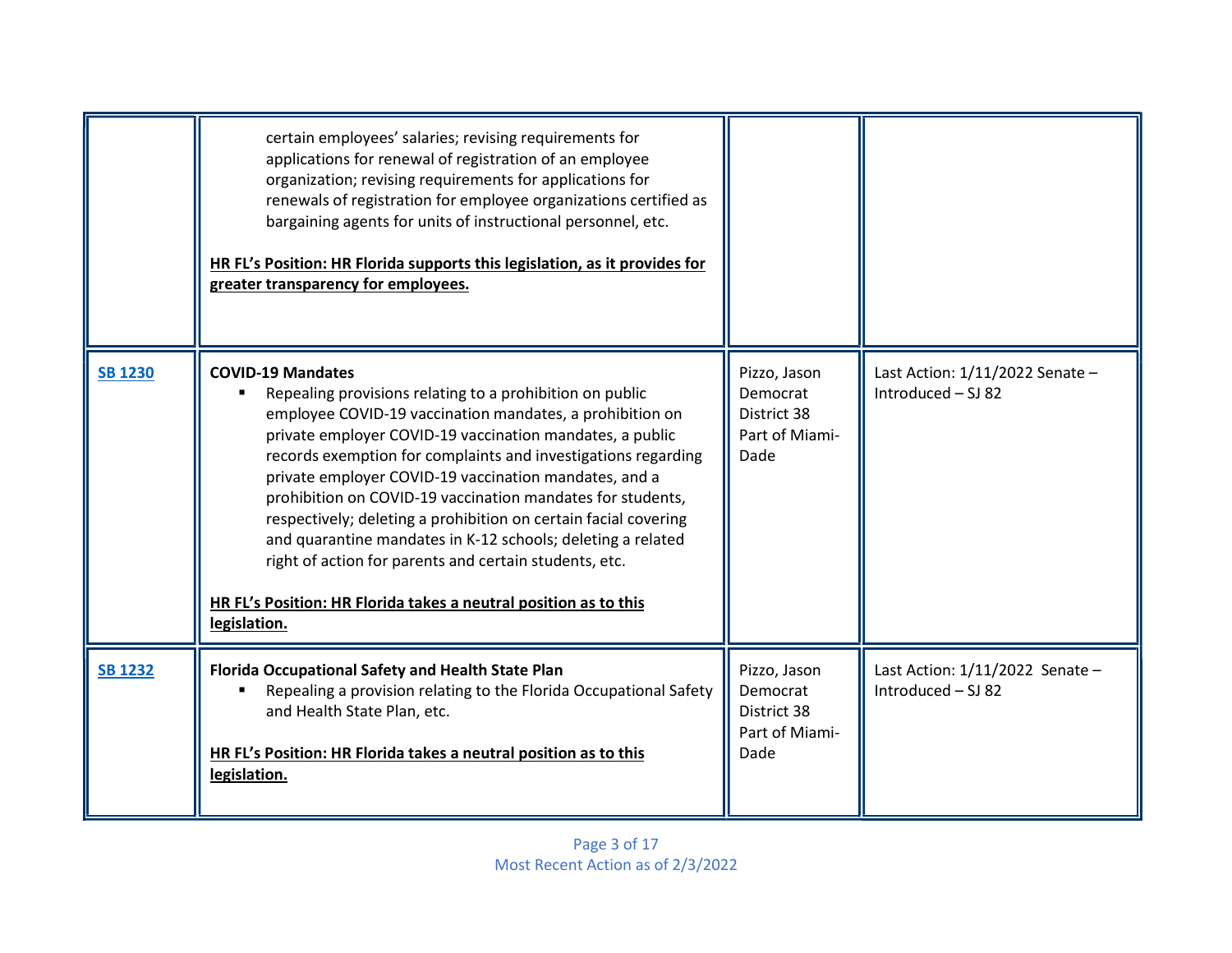| | | | |
|---|---|---|---|
| | certain employees' salaries; revising requirements for applications for renewal of registration of an employee organization; revising requirements for applications for renewals of registration for employee organizations certified as bargaining agents for units of instructional personnel, etc.<br><br>**HR FL's Position: HR Florida supports this legislation, as it provides for greater transparency for employees.** | | |
| **SB 1230** | **COVID-19 Mandates**<br>▪ Repealing provisions relating to a prohibition on public employee COVID-19 vaccination mandates, a prohibition on private employer COVID-19 vaccination mandates, a public records exemption for complaints and investigations regarding private employer COVID-19 vaccination mandates, and a prohibition on COVID-19 vaccination mandates for students, respectively; deleting a prohibition on certain facial covering and quarantine mandates in K-12 schools; deleting a related right of action for parents and certain students, etc.<br><br>**HR FL's Position: HR Florida takes a neutral position as to this legislation.** | Pizzo, Jason<br>Democrat<br>District 38<br>Part of Miami-Dade | Last Action: 1/11/2022 Senate – Introduced – SJ 82 |
| **SB 1232** | **Florida Occupational Safety and Health State Plan**<br>▪ Repealing a provision relating to the Florida Occupational Safety and Health State Plan, etc.<br><br>**HR FL's Position: HR Florida takes a neutral position as to this legislation.** | Pizzo, Jason<br>Democrat<br>District 38<br>Part of Miami-Dade | Last Action: 1/11/2022 Senate – Introduced – SJ 82 |

Most Recent Action as of 2/3/2022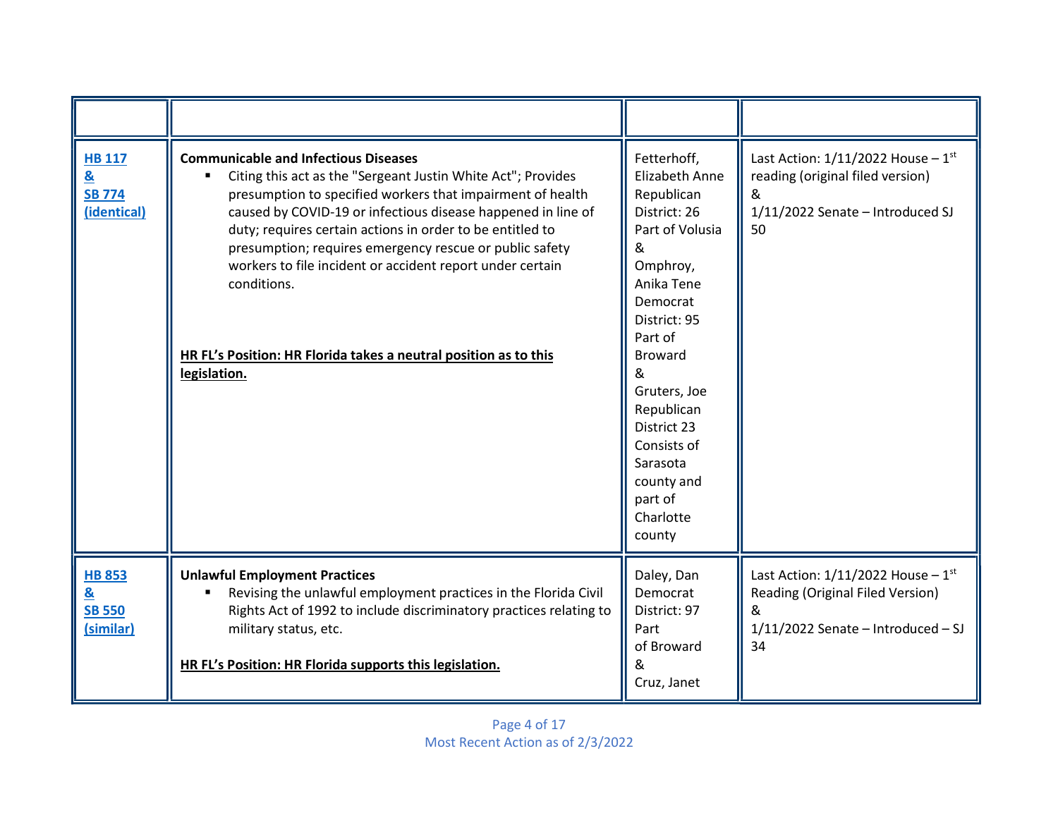| | | | |
|---|---|---|---|
| **HB 117 & SB 774 (identical)** | **Communicable and Infectious Diseases**<br>▪ Citing this act as the "Sergeant Justin White Act"; Provides presumption to specified workers that impairment of health caused by COVID-19 or infectious disease happened in line of duty; requires certain actions in order to be entitled to presumption; requires emergency rescue or public safety workers to file incident or accident report under certain conditions.<br><br>**HR FL's Position: HR Florida takes a neutral position as to this legislation.** | Fetterhoff, Elizabeth Anne<br>Republican<br>District: 26<br>Part of Volusia<br>&<br>Omphroy, Anika Tene<br>Democrat<br>District: 95<br>Part of Broward<br>&<br>Gruters, Joe<br>Republican<br>District 23<br>Consists of Sarasota county and part of Charlotte county | Last Action: 1/11/2022 House – 1st reading (original filed version)<br>&<br>1/11/2022 Senate – Introduced SJ 50 |
| **HB 853 & SB 550 (similar)** | **Unlawful Employment Practices**<br>▪ Revising the unlawful employment practices in the Florida Civil Rights Act of 1992 to include discriminatory practices relating to military status, etc.<br><br>**HR FL's Position: HR Florida supports this legislation.** | Daley, Dan<br>Democrat<br>District: 97<br>Part of Broward<br>&<br>Cruz, Janet | Last Action: 1/11/2022 House – 1st Reading (Original Filed Version)<br>&<br>1/11/2022 Senate – Introduced – SJ 34 |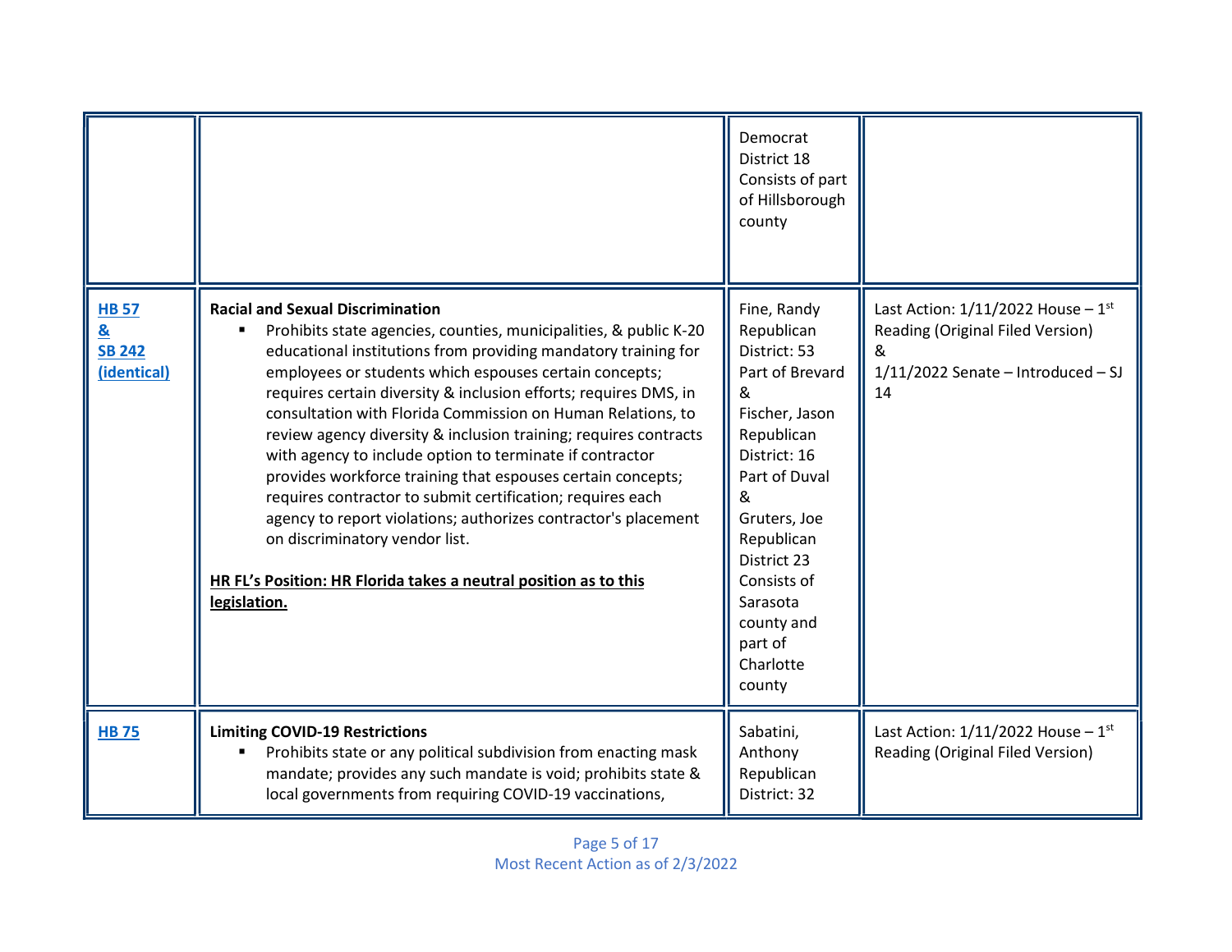| | | | |
|---|---|---|---|
| | | Democrat<br>District 18<br>Consists of part of Hillsborough county | |
| **HB 57 & SB 242 (identical)** | **Racial and Sexual Discrimination**<br>▪ Prohibits state agencies, counties, municipalities, & public K-20 educational institutions from providing mandatory training for employees or students which espouses certain concepts; requires certain diversity & inclusion efforts; requires DMS, in consultation with Florida Commission on Human Relations, to review agency diversity & inclusion training; requires contracts with agency to include option to terminate if contractor provides workforce training that espouses certain concepts; requires contractor to submit certification; requires each agency to report violations; authorizes contractor's placement on discriminatory vendor list.<br><br>**HR FL's Position: HR Florida takes a neutral position as to this legislation.** | Fine, Randy<br>Republican<br>District: 53<br>Part of Brevard<br>&<br>Fischer, Jason<br>Republican<br>District: 16<br>Part of Duval<br>&<br>Gruters, Joe<br>Republican<br>District 23<br>Consists of Sarasota county and part of Charlotte county | Last Action: 1/11/2022 House – 1st Reading (Original Filed Version)<br>&<br>1/11/2022 Senate – Introduced – SJ 14 |
| **HB 75** | **Limiting COVID-19 Restrictions**<br>▪ Prohibits state or any political subdivision from enacting mask mandate; provides any such mandate is void; prohibits state & local governments from requiring COVID-19 vaccinations, | Sabatini, Anthony<br>Republican<br>District: 32 | Last Action: 1/11/2022 House – 1st Reading (Original Filed Version) |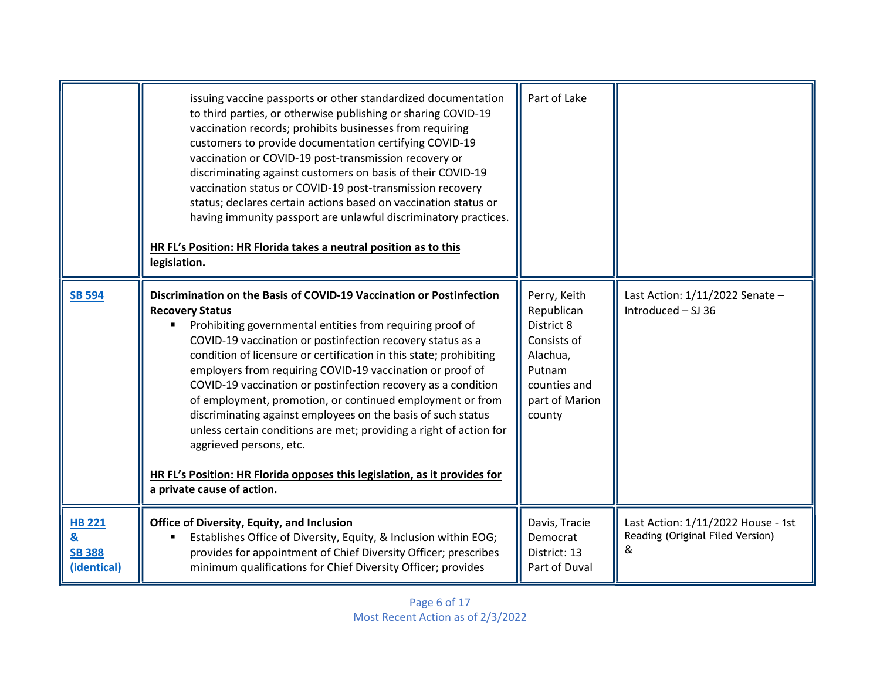| | | | |
|---|---|---|---|
| | issuing vaccine passports or other standardized documentation to third parties, or otherwise publishing or sharing COVID-19 vaccination records; prohibits businesses from requiring customers to provide documentation certifying COVID-19 vaccination or COVID-19 post-transmission recovery or discriminating against customers on basis of their COVID-19 vaccination status or COVID-19 post-transmission recovery status; declares certain actions based on vaccination status or having immunity passport are unlawful discriminatory practices.<br><br>**HR FL's Position: HR Florida takes a neutral position as to this legislation.** | Part of Lake | |
| **SB 594** | **Discrimination on the Basis of COVID-19 Vaccination or Postinfection Recovery Status**<br>▪ Prohibiting governmental entities from requiring proof of COVID-19 vaccination or postinfection recovery status as a condition of licensure or certification in this state; prohibiting employers from requiring COVID-19 vaccination or proof of COVID-19 vaccination or postinfection recovery as a condition of employment, promotion, or continued employment or from discriminating against employees on the basis of such status unless certain conditions are met; providing a right of action for aggrieved persons, etc.<br><br>**HR FL's Position: HR Florida opposes this legislation, as it provides for a private cause of action.** | Perry, Keith<br>Republican<br>District 8<br>Consists of Alachua, Putnam counties and part of Marion county | Last Action: 1/11/2022 Senate – Introduced – SJ 36 |
| **HB 221 & SB 388 (identical)** | **Office of Diversity, Equity, and Inclusion**<br>▪ Establishes Office of Diversity, Equity, & Inclusion within EOG; provides for appointment of Chief Diversity Officer; prescribes minimum qualifications for Chief Diversity Officer; provides | Davis, Tracie<br>Democrat<br>District: 13<br>Part of Duval | Last Action: 1/11/2022 House - 1st Reading (Original Filed Version)<br>& |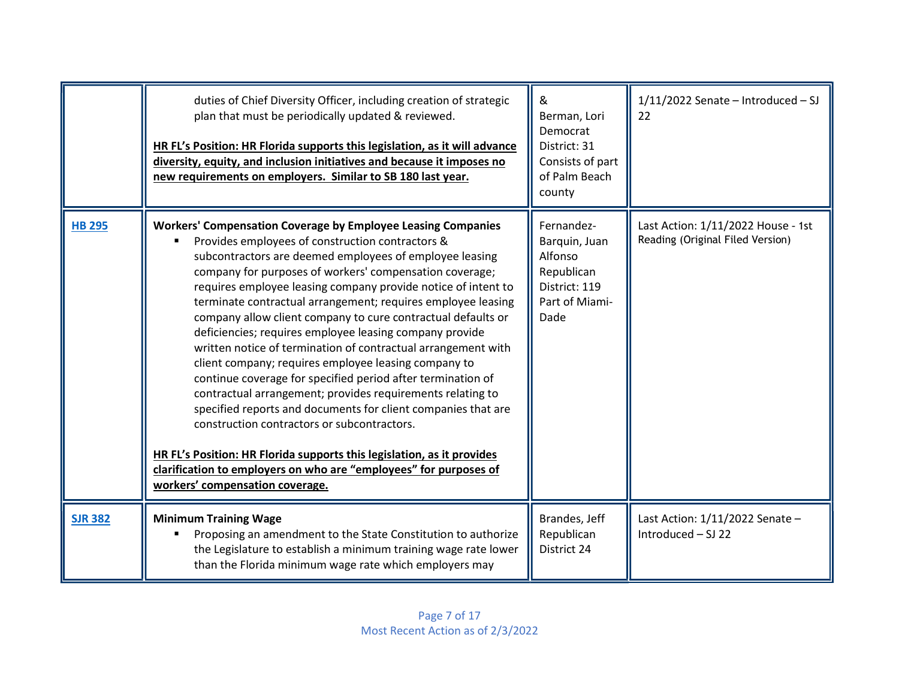| | | | |
|---|---|---|---|
| | duties of Chief Diversity Officer, including creation of strategic plan that must be periodically updated & reviewed.<br><br>**HR FL's Position: HR Florida supports this legislation, as it will advance diversity, equity, and inclusion initiatives and because it imposes no new requirements on employers. Similar to SB 180 last year.** | &<br>Berman, Lori<br>Democrat<br>District: 31<br>Consists of part of Palm Beach county | 1/11/2022 Senate – Introduced – SJ 22 |
| HB 295 | **Workers' Compensation Coverage by Employee Leasing Companies**<br>▪ Provides employees of construction contractors & subcontractors are deemed employees of employee leasing company for purposes of workers' compensation coverage; requires employee leasing company provide notice of intent to terminate contractual arrangement; requires employee leasing company allow client company to cure contractual defaults or deficiencies; requires employee leasing company provide written notice of termination of contractual arrangement with client company; requires employee leasing company to continue coverage for specified period after termination of contractual arrangement; provides requirements relating to specified reports and documents for client companies that are construction contractors or subcontractors.<br><br>**HR FL's Position: HR Florida supports this legislation, as it provides clarification to employers on who are "employees" for purposes of workers' compensation coverage.** | Fernandez-Barquin, Juan Alfonso<br>Republican<br>District: 119<br>Part of Miami-Dade | Last Action: 1/11/2022 House - 1st Reading (Original Filed Version) |
| SJR 382 | **Minimum Training Wage**<br>▪ Proposing an amendment to the State Constitution to authorize the Legislature to establish a minimum training wage rate lower than the Florida minimum wage rate which employers may | Brandes, Jeff<br>Republican<br>District 24 | Last Action: 1/11/2022 Senate – Introduced – SJ 22 |

Most Recent Action as of 2/3/2022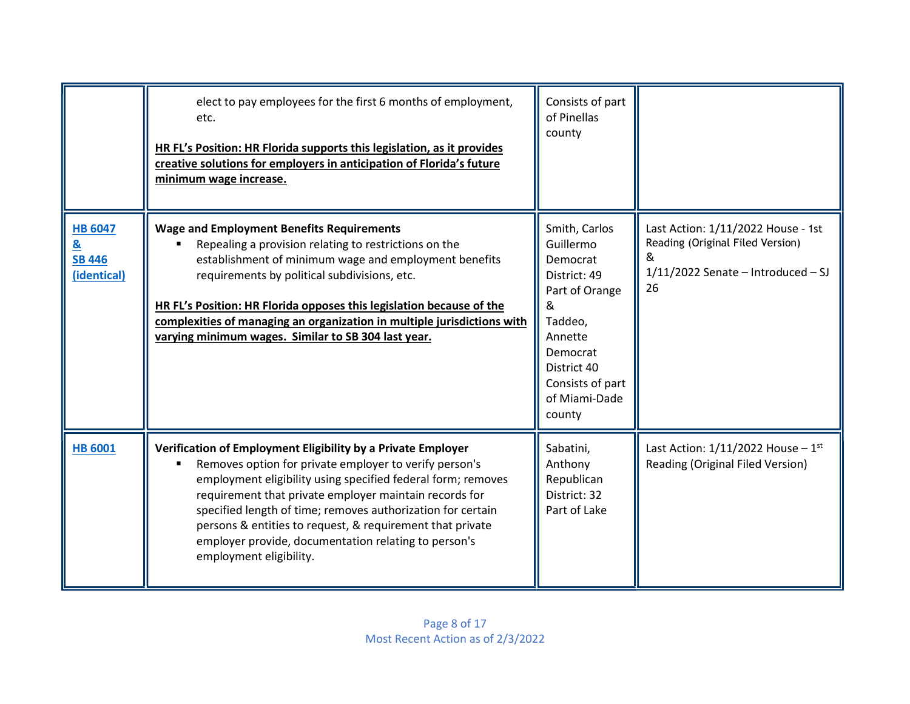| | | | |
|---|---|---|---|
| | elect to pay employees for the first 6 months of employment, etc.<br><br>**HR FL's Position: HR Florida supports this legislation, as it provides creative solutions for employers in anticipation of Florida's future minimum wage increase.** | Consists of part of Pinellas county | |
| **HB 6047 & SB 446 (identical)** | **Wage and Employment Benefits Requirements**<br>▪ Repealing a provision relating to restrictions on the establishment of minimum wage and employment benefits requirements by political subdivisions, etc.<br><br>**HR FL's Position: HR Florida opposes this legislation because of the complexities of managing an organization in multiple jurisdictions with varying minimum wages. Similar to SB 304 last year.** | Smith, Carlos Guillermo Democrat District: 49 Part of Orange & Taddeo, Annette Democrat District 40 Consists of part of Miami-Dade county | Last Action: 1/11/2022 House - 1st Reading (Original Filed Version) & 1/11/2022 Senate – Introduced – SJ 26 |
| **HB 6001** | **Verification of Employment Eligibility by a Private Employer**<br>▪ Removes option for private employer to verify person's employment eligibility using specified federal form; removes requirement that private employer maintain records for specified length of time; removes authorization for certain persons & entities to request, & requirement that private employer provide, documentation relating to person's employment eligibility. | Sabatini, Anthony Republican District: 32 Part of Lake | Last Action: 1/11/2022 House – 1st Reading (Original Filed Version) |

Most Recent Action as of 2/3/2022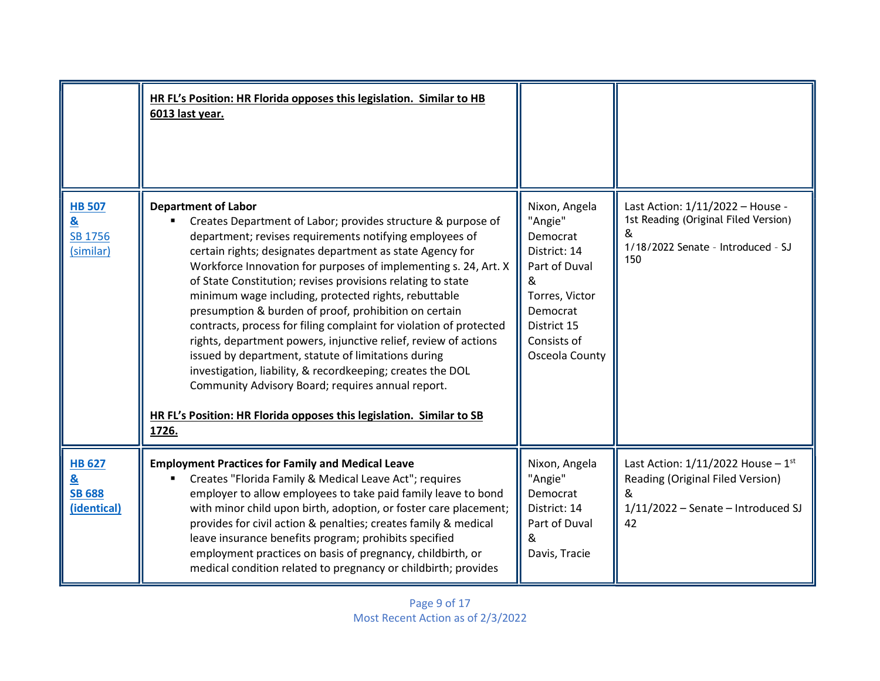| | | | |
|---|---|---|---|
| | **HR FL's Position: HR Florida opposes this legislation. Similar to HB 6013 last year.** | | |
| **HB 507** **&** SB 1756 (similar) | **Department of Labor**<br>▪ Creates Department of Labor; provides structure & purpose of department; revises requirements notifying employees of certain rights; designates department as state Agency for Workforce Innovation for purposes of implementing s. 24, Art. X of State Constitution; revises provisions relating to state minimum wage including, protected rights, rebuttable presumption & burden of proof, prohibition on certain contracts, process for filing complaint for violation of protected rights, department powers, injunctive relief, review of actions issued by department, statute of limitations during investigation, liability, & recordkeeping; creates the DOL Community Advisory Board; requires annual report.<br><br>**HR FL's Position: HR Florida opposes this legislation. Similar to SB 1726.** | Nixon, Angela "Angie" Democrat District: 14 Part of Duval & Torres, Victor Democrat District 15 Consists of Osceola County | Last Action: 1/11/2022 – House - 1st Reading (Original Filed Version) & 1/18/2022 Senate - Introduced - SJ 150 |
| **HB 627** **&** **SB 688** **(identical)** | **Employment Practices for Family and Medical Leave**<br>▪ Creates "Florida Family & Medical Leave Act"; requires employer to allow employees to take paid family leave to bond with minor child upon birth, adoption, or foster care placement; provides for civil action & penalties; creates family & medical leave insurance benefits program; prohibits specified employment practices on basis of pregnancy, childbirth, or medical condition related to pregnancy or childbirth; provides | Nixon, Angela "Angie" Democrat District: 14 Part of Duval & Davis, Tracie | Last Action: 1/11/2022 House – 1st Reading (Original Filed Version) & 1/11/2022 – Senate – Introduced SJ 42 |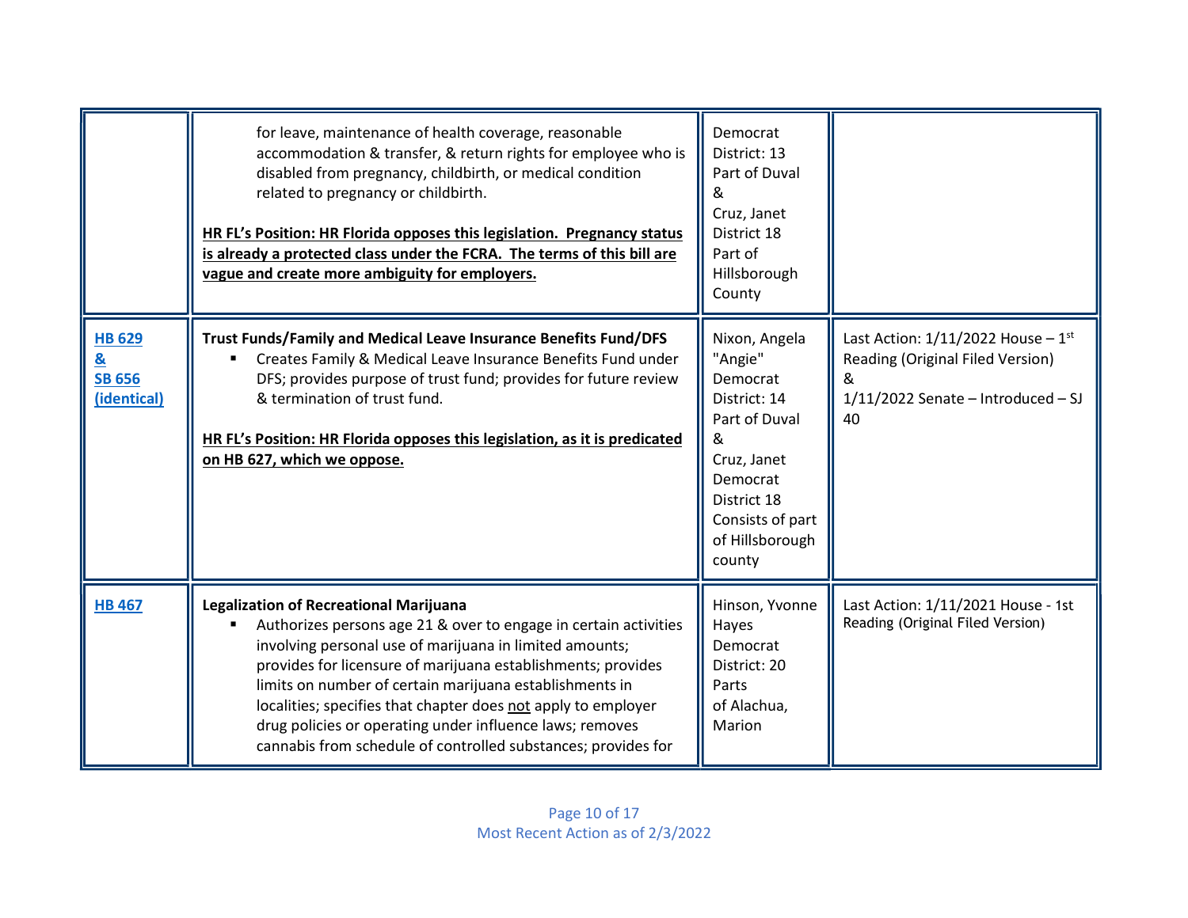| | | | |
|---|---|---|---|
| | for leave, maintenance of health coverage, reasonable accommodation & transfer, & return rights for employee who is disabled from pregnancy, childbirth, or medical condition related to pregnancy or childbirth.<br><br>**HR FL's Position: HR Florida opposes this legislation. Pregnancy status is already a protected class under the FCRA. The terms of this bill are vague and create more ambiguity for employers.** | Democrat<br>District: 13<br>Part of Duval<br>&<br>Cruz, Janet<br>District 18<br>Part of Hillsborough County | |
| **HB 629**<br>**&**<br>**SB 656 (identical)** | **Trust Funds/Family and Medical Leave Insurance Benefits Fund/DFS**<br>▪ Creates Family & Medical Leave Insurance Benefits Fund under DFS; provides purpose of trust fund; provides for future review & termination of trust fund.<br><br>**HR FL's Position: HR Florida opposes this legislation, as it is predicated on HB 627, which we oppose.** | Nixon, Angela "Angie"<br>Democrat<br>District: 14<br>Part of Duval<br>&<br>Cruz, Janet<br>Democrat<br>District 18<br>Consists of part of Hillsborough county | Last Action: 1/11/2022 House – 1st Reading (Original Filed Version)<br>&<br>1/11/2022 Senate – Introduced – SJ 40 |
| **HB 467** | **Legalization of Recreational Marijuana**<br>▪ Authorizes persons age 21 & over to engage in certain activities involving personal use of marijuana in limited amounts; provides for licensure of marijuana establishments; provides limits on number of certain marijuana establishments in localities; specifies that chapter does not apply to employer drug policies or operating under influence laws; removes cannabis from schedule of controlled substances; provides for | Hinson, Yvonne Hayes<br>Democrat<br>District: 20<br>Parts of Alachua, Marion | Last Action: 1/11/2021 House - 1st Reading (Original Filed Version) |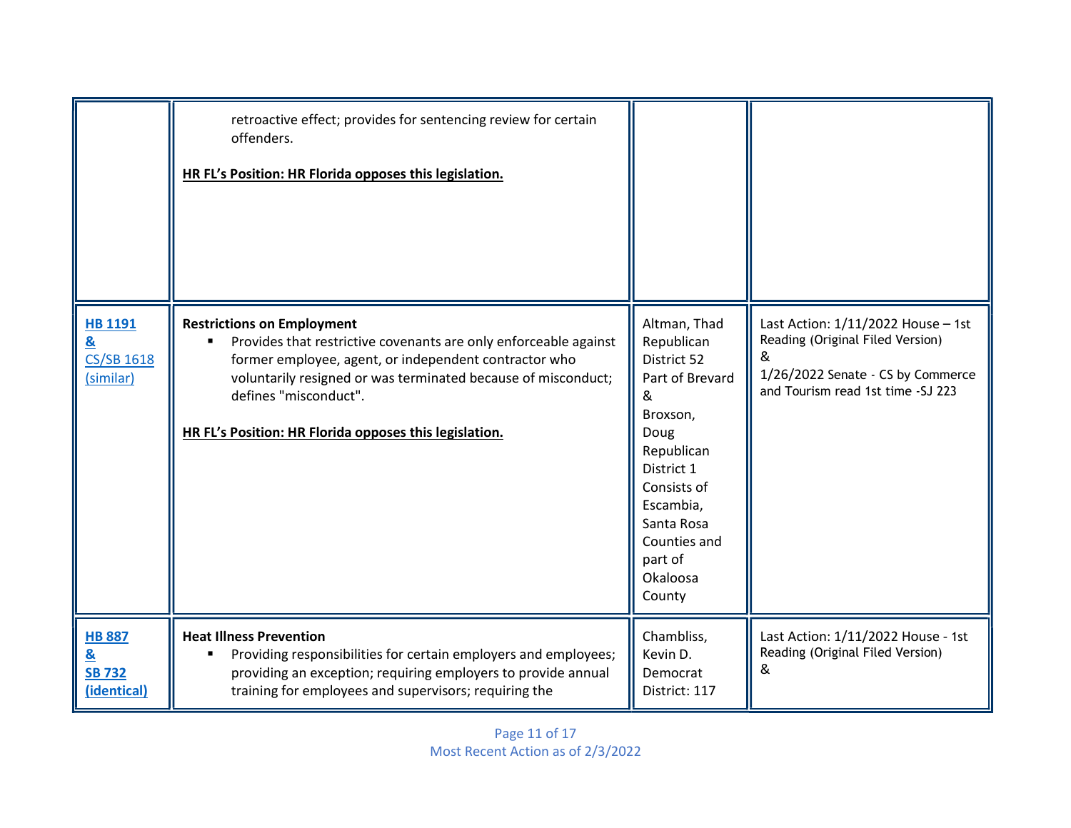| | | | |
|---|---|---|---|
| | retroactive effect; provides for sentencing review for certain offenders.<br><br>**HR FL's Position: HR Florida opposes this legislation.** | | |
| **HB 1191**<br>**&**<br>CS/SB 1618 (similar) | **Restrictions on Employment**<br>▪ Provides that restrictive covenants are only enforceable against former employee, agent, or independent contractor who voluntarily resigned or was terminated because of misconduct; defines "misconduct".<br><br>**HR FL's Position: HR Florida opposes this legislation.** | Altman, Thad<br>Republican<br>District 52<br>Part of Brevard<br>&<br>Broxson, Doug<br>Republican<br>District 1<br>Consists of Escambia, Santa Rosa Counties and part of Okaloosa County | Last Action: 1/11/2022 House – 1st Reading (Original Filed Version)<br>&<br>1/26/2022 Senate - CS by Commerce and Tourism read 1st time -SJ 223 |
| **HB 887**<br>**&**<br>**SB 732 (identical)** | **Heat Illness Prevention**<br>▪ Providing responsibilities for certain employers and employees; providing an exception; requiring employers to provide annual training for employees and supervisors; requiring the | Chambliss, Kevin D.<br>Democrat<br>District: 117 | Last Action: 1/11/2022 House - 1st Reading (Original Filed Version)<br>& |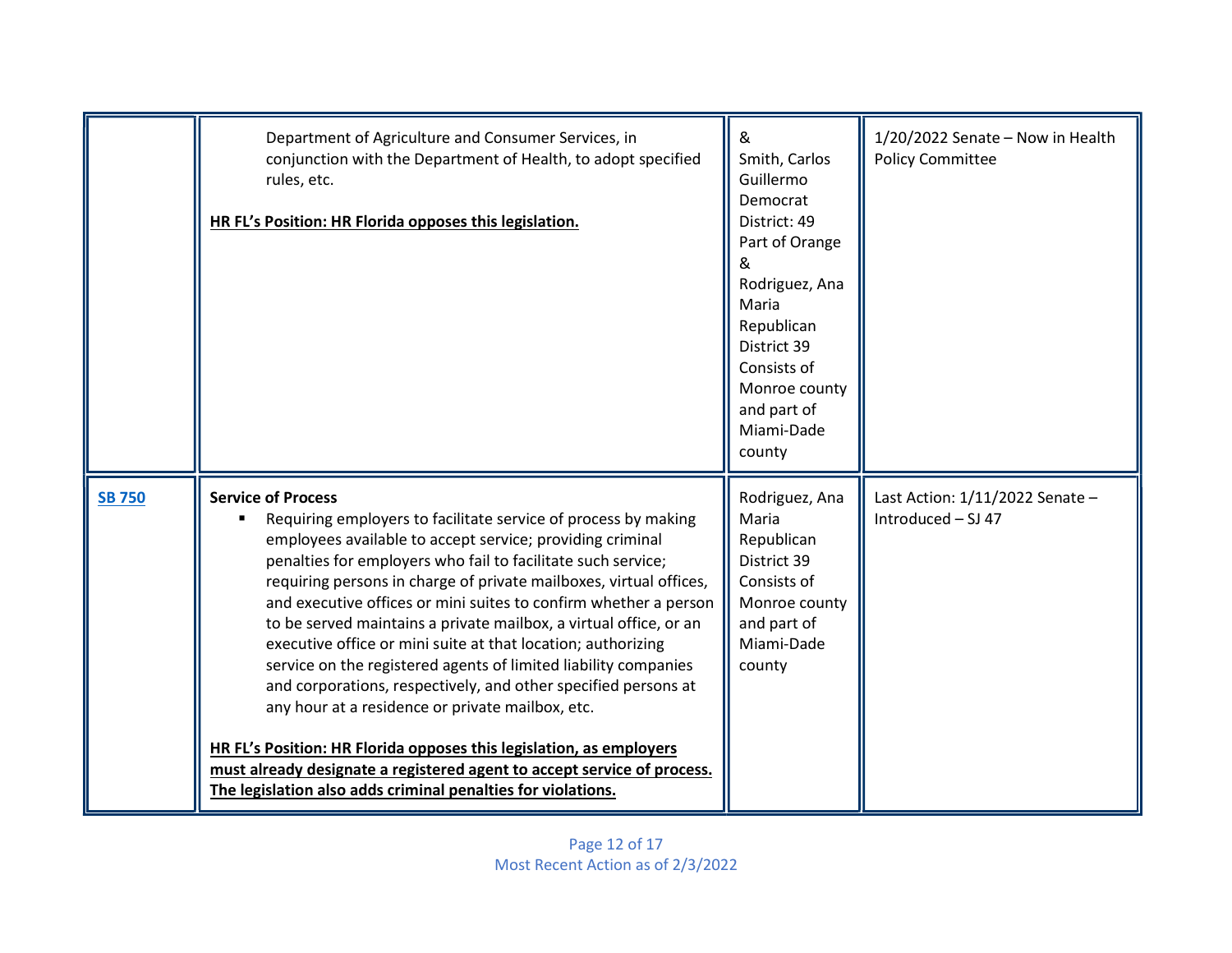| | | | |
|---|---|---|---|
| | Department of Agriculture and Consumer Services, in conjunction with the Department of Health, to adopt specified rules, etc.<br><br>**<u>HR FL's Position: HR Florida opposes this legislation.</u>** | &<br>Smith, Carlos Guillermo<br>Democrat<br>District: 49<br>Part of Orange<br>&<br>Rodriguez, Ana Maria<br>Republican<br>District 39<br>Consists of Monroe county and part of Miami-Dade county | 1/20/2022 Senate – Now in Health Policy Committee |
| **SB 750** | **Service of Process**<br>▪ Requiring employers to facilitate service of process by making employees available to accept service; providing criminal penalties for employers who fail to facilitate such service; requiring persons in charge of private mailboxes, virtual offices, and executive offices or mini suites to confirm whether a person to be served maintains a private mailbox, a virtual office, or an executive office or mini suite at that location; authorizing service on the registered agents of limited liability companies and corporations, respectively, and other specified persons at any hour at a residence or private mailbox, etc.<br><br>**<u>HR FL's Position: HR Florida opposes this legislation, as employers must already designate a registered agent to accept service of process. The legislation also adds criminal penalties for violations.</u>** | Rodriguez, Ana Maria<br>Republican<br>District 39<br>Consists of Monroe county and part of Miami-Dade county | Last Action: 1/11/2022 Senate – Introduced – SJ 47 |

Most Recent Action as of 2/3/2022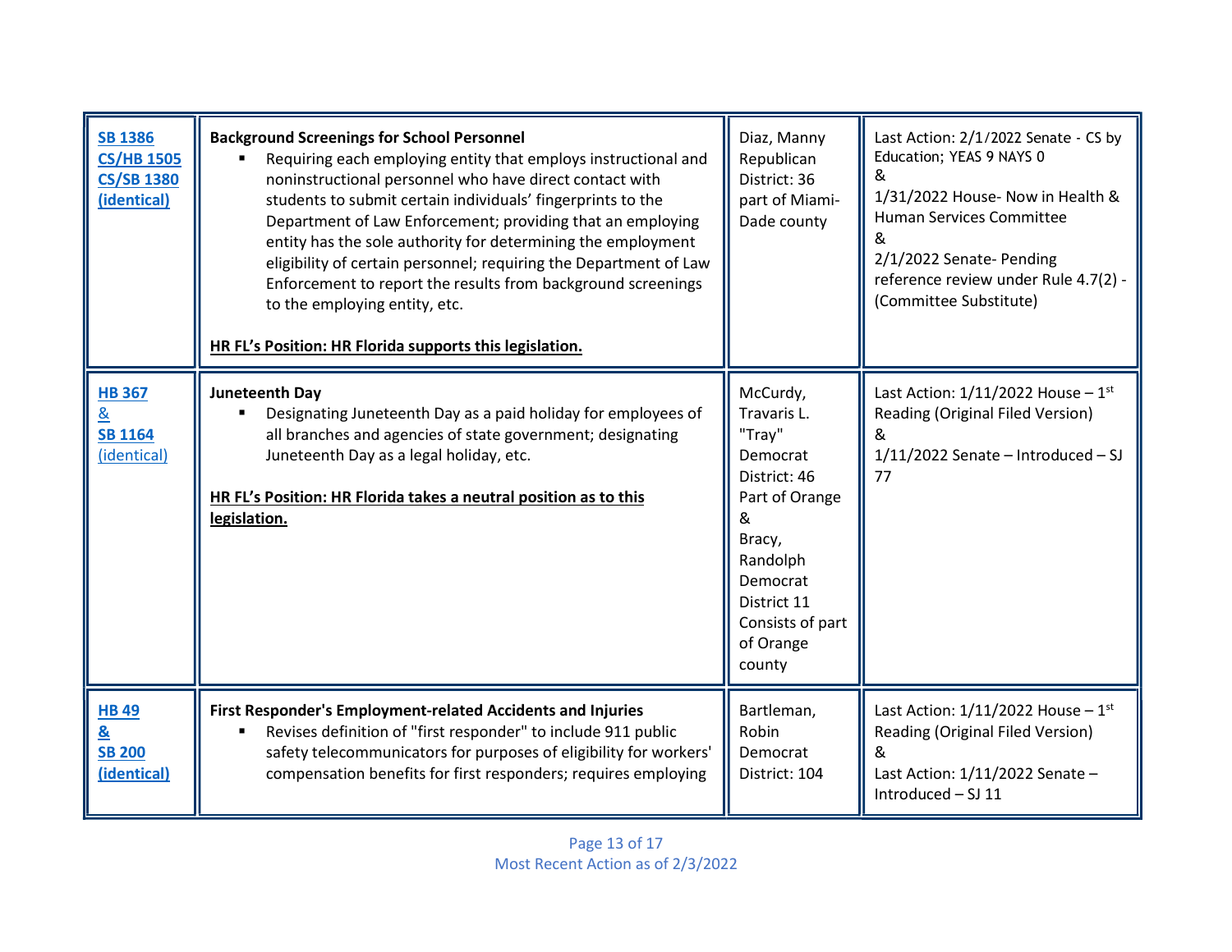| Bill | Description | Sponsor | Status |
|---|---|---|---|
| SB 1386<br>CS/HB 1505<br>CS/SB 1380<br>(identical) | **Background Screenings for School Personnel**<br>▪ Requiring each employing entity that employs instructional and noninstructional personnel who have direct contact with students to submit certain individuals' fingerprints to the Department of Law Enforcement; providing that an employing entity has the sole authority for determining the employment eligibility of certain personnel; requiring the Department of Law Enforcement to report the results from background screenings to the employing entity, etc.<br><br>**HR FL's Position: HR Florida supports this legislation.** | Diaz, Manny<br>Republican<br>District: 36<br>part of Miami-Dade county | Last Action: 2/1/2022 Senate - CS by Education; YEAS 9 NAYS 0<br>&<br>1/31/2022 House- Now in Health & Human Services Committee<br>&<br>2/1/2022 Senate- Pending reference review under Rule 4.7(2) - (Committee Substitute) |
| HB 367<br>&<br>SB 1164<br>(identical) | **Juneteenth Day**<br>▪ Designating Juneteenth Day as a paid holiday for employees of all branches and agencies of state government; designating Juneteenth Day as a legal holiday, etc.<br><br>**HR FL's Position: HR Florida takes a neutral position as to this legislation.** | McCurdy, Travaris L. "Tray"<br>Democrat<br>District: 46<br>Part of Orange<br>&<br>Bracy, Randolph<br>Democrat<br>District 11<br>Consists of part of Orange county | Last Action: 1/11/2022 House – 1st Reading (Original Filed Version)<br>&<br>1/11/2022 Senate – Introduced – SJ 77 |
| HB 49<br>&<br>SB 200<br>(identical) | **First Responder's Employment-related Accidents and Injuries**<br>▪ Revises definition of "first responder" to include 911 public safety telecommunicators for purposes of eligibility for workers' compensation benefits for first responders; requires employing | Bartleman, Robin<br>Democrat<br>District: 104 | Last Action: 1/11/2022 House – 1st Reading (Original Filed Version)<br>&<br>Last Action: 1/11/2022 Senate – Introduced – SJ 11 |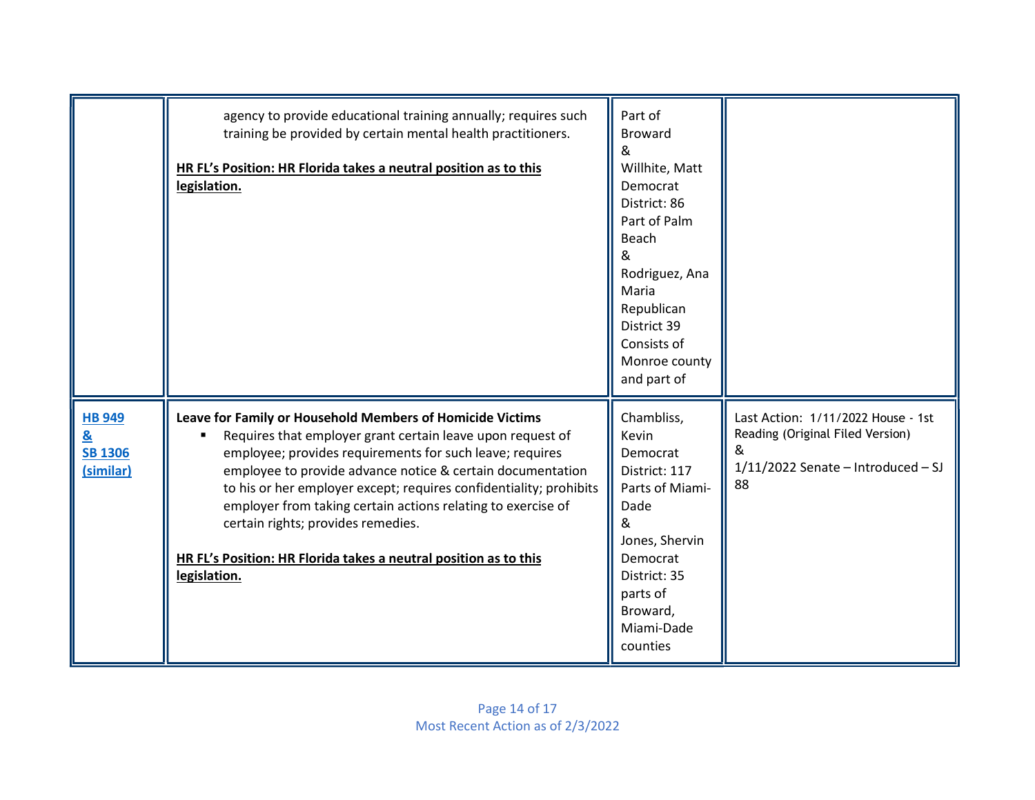| | | | |
|---|---|---|---|
| | agency to provide educational training annually; requires such training be provided by certain mental health practitioners.<br><br>**HR FL's Position: HR Florida takes a neutral position as to this legislation.** | Part of Broward<br>&<br>Willhite, Matt<br>Democrat<br>District: 86<br>Part of Palm Beach<br>&<br>Rodriguez, Ana Maria<br>Republican<br>District 39<br>Consists of Monroe county and part of | |
| **HB 949**<br>**&**<br>**SB 1306**<br>**(similar)** | **Leave for Family or Household Members of Homicide Victims**<br>▪ Requires that employer grant certain leave upon request of employee; provides requirements for such leave; requires employee to provide advance notice & certain documentation to his or her employer except; requires confidentiality; prohibits employer from taking certain actions relating to exercise of certain rights; provides remedies.<br><br>**HR FL's Position: HR Florida takes a neutral position as to this legislation.** | Chambliss, Kevin<br>Democrat<br>District: 117<br>Parts of Miami-Dade<br>&<br>Jones, Shervin<br>Democrat<br>District: 35<br>parts of Broward, Miami-Dade counties | Last Action: 1/11/2022 House - 1st Reading (Original Filed Version)<br>&<br>1/11/2022 Senate – Introduced – SJ 88 |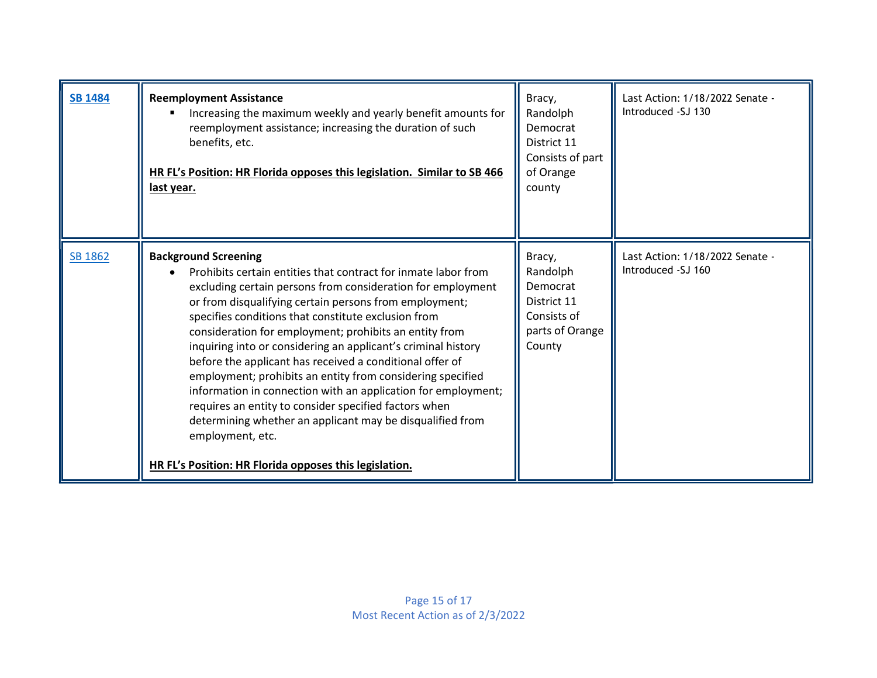| | | | |
|---|---|---|---|
| **SB 1484** | **Reemployment Assistance**<br>▪ Increasing the maximum weekly and yearly benefit amounts for reemployment assistance; increasing the duration of such benefits, etc.<br><br>**HR FL's Position: HR Florida opposes this legislation. Similar to SB 466 last year.** | Bracy, Randolph Democrat District 11 Consists of part of Orange county | Last Action: 1/18/2022 Senate - Introduced -SJ 130 |
| SB 1862 | **Background Screening**<br>• Prohibits certain entities that contract for inmate labor from excluding certain persons from consideration for employment or from disqualifying certain persons from employment; specifies conditions that constitute exclusion from consideration for employment; prohibits an entity from inquiring into or considering an applicant's criminal history before the applicant has received a conditional offer of employment; prohibits an entity from considering specified information in connection with an application for employment; requires an entity to consider specified factors when determining whether an applicant may be disqualified from employment, etc.<br><br>**HR FL's Position: HR Florida opposes this legislation.** | Bracy, Randolph Democrat District 11 Consists of parts of Orange County | Last Action: 1/18/2022 Senate - Introduced -SJ 160 |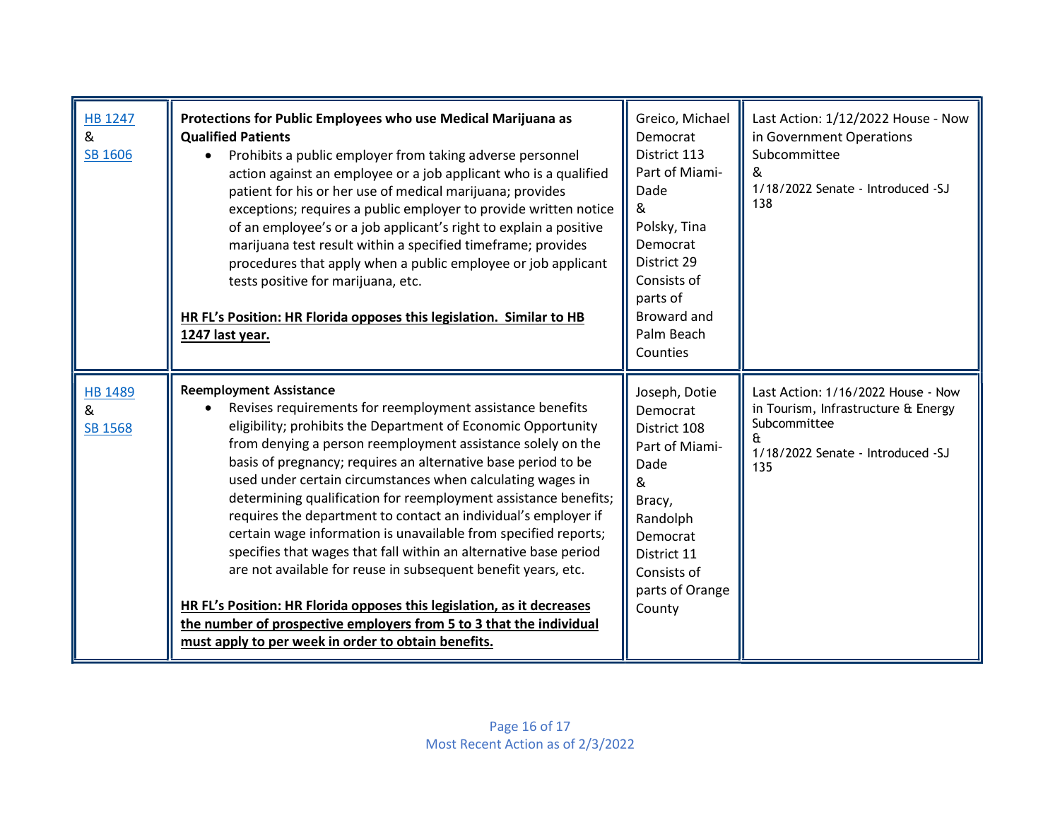| | | | |
|---|---|---|---|
| HB 1247<br>&<br>SB 1606 | **Protections for Public Employees who use Medical Marijuana as Qualified Patients**<br>• Prohibits a public employer from taking adverse personnel action against an employee or a job applicant who is a qualified patient for his or her use of medical marijuana; provides exceptions; requires a public employer to provide written notice of an employee's or a job applicant's right to explain a positive marijuana test result within a specified timeframe; provides procedures that apply when a public employee or job applicant tests positive for marijuana, etc.<br><br>**HR FL's Position: HR Florida opposes this legislation. Similar to HB 1247 last year.** | Greico, Michael<br>Democrat<br>District 113<br>Part of Miami-Dade<br>&<br>Polsky, Tina<br>Democrat<br>District 29<br>Consists of parts of Broward and Palm Beach Counties | Last Action: 1/12/2022 House - Now in Government Operations Subcommittee<br>&<br>1/18/2022 Senate - Introduced -SJ 138 |
| HB 1489<br>&<br>SB 1568 | **Reemployment Assistance**<br>• Revises requirements for reemployment assistance benefits eligibility; prohibits the Department of Economic Opportunity from denying a person reemployment assistance solely on the basis of pregnancy; requires an alternative base period to be used under certain circumstances when calculating wages in determining qualification for reemployment assistance benefits; requires the department to contact an individual's employer if certain wage information is unavailable from specified reports; specifies that wages that fall within an alternative base period are not available for reuse in subsequent benefit years, etc.<br><br>**HR FL's Position: HR Florida opposes this legislation, as it decreases the number of prospective employers from 5 to 3 that the individual must apply to per week in order to obtain benefits.** | Joseph, Dotie<br>Democrat<br>District 108<br>Part of Miami-Dade<br>&<br>Bracy, Randolph<br>Democrat<br>District 11<br>Consists of parts of Orange County | Last Action: 1/16/2022 House - Now in Tourism, Infrastructure & Energy Subcommittee<br>&<br>1/18/2022 Senate - Introduced -SJ 135 |

Most Recent Action as of 2/3/2022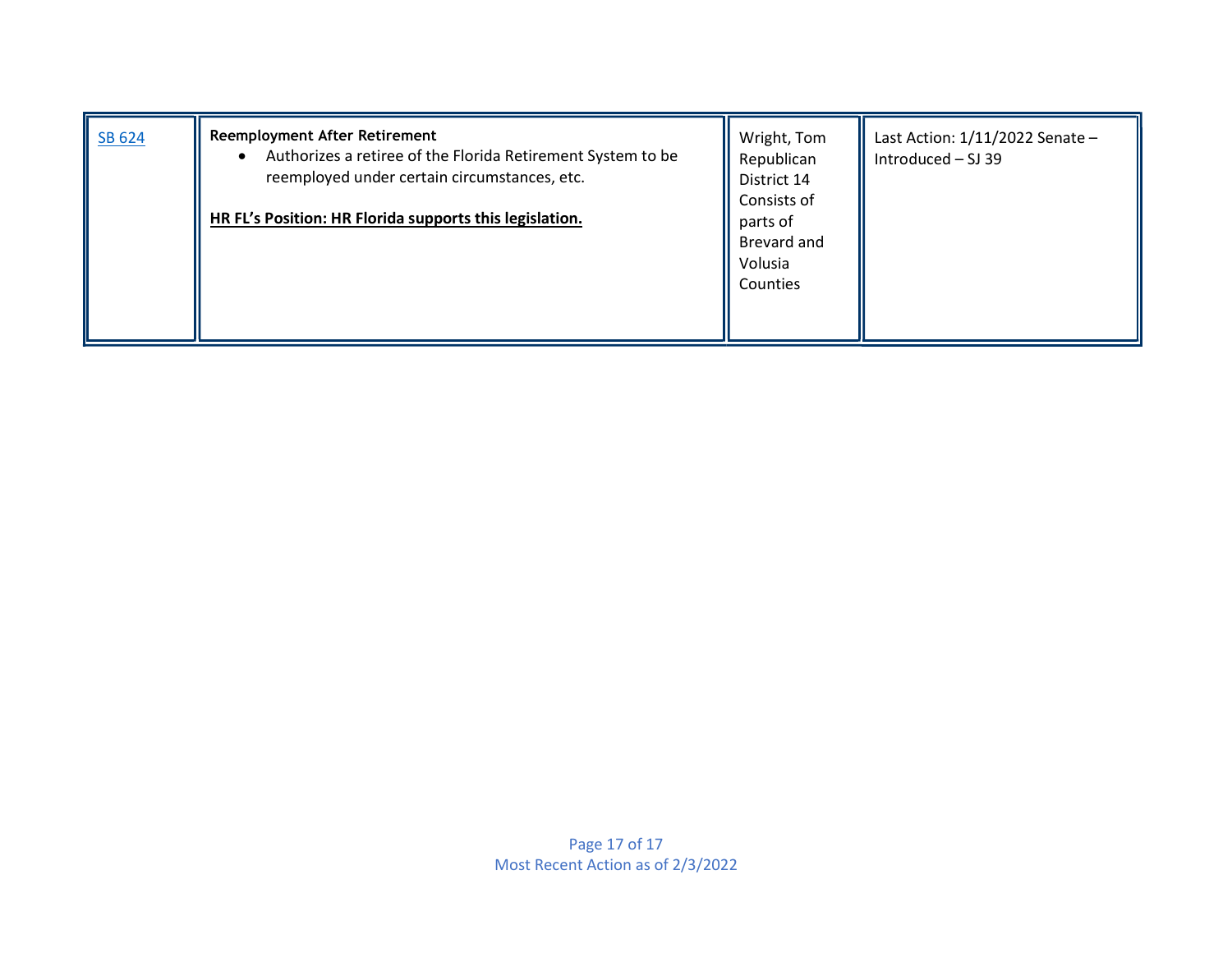| | | | |
|---|---|---|---|
| SB 624 | **Reemployment After Retirement**<br>• Authorizes a retiree of the Florida Retirement System to be reemployed under certain circumstances, etc.<br><br>**HR FL's Position: HR Florida supports this legislation.** | Wright, Tom Republican District 14 Consists of parts of Brevard and Volusia Counties | Last Action: 1/11/2022 Senate – Introduced – SJ 39 |

Most Recent Action as of 2/3/2022